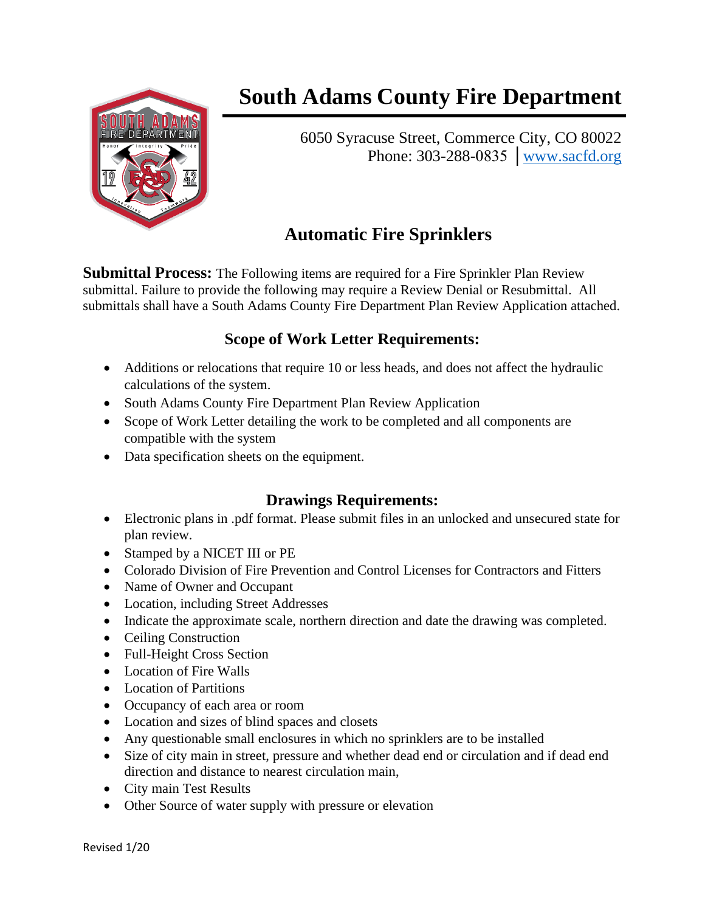# South Adams County Fire Department

6050 Syracuse Street, Commerce City, CO 80022
Phone: 303-288-0835 | www.sacfd.org

## Automatic Fire Sprinklers

**Submittal Process:** The Following items are required for a Fire Sprinkler Plan Review submittal. Failure to provide the following may require a Review Denial or Resubmittal. All submittals shall have a South Adams County Fire Department Plan Review Application attached.

### Scope of Work Letter Requirements:

- Additions or relocations that require 10 or less heads, and does not affect the hydraulic calculations of the system.
- South Adams County Fire Department Plan Review Application
- Scope of Work Letter detailing the work to be completed and all components are compatible with the system
- Data specification sheets on the equipment.

### Drawings Requirements:

- Electronic plans in .pdf format. Please submit files in an unlocked and unsecured state for plan review.
- Stamped by a NICET III or PE
- Colorado Division of Fire Prevention and Control Licenses for Contractors and Fitters
- Name of Owner and Occupant
- Location, including Street Addresses
- Indicate the approximate scale, northern direction and date the drawing was completed.
- Ceiling Construction
- Full-Height Cross Section
- Location of Fire Walls
- Location of Partitions
- Occupancy of each area or room
- Location and sizes of blind spaces and closets
- Any questionable small enclosures in which no sprinklers are to be installed
- Size of city main in street, pressure and whether dead end or circulation and if dead end direction and distance to nearest circulation main,
- City main Test Results
- Other Source of water supply with pressure or elevation

Revised 1/20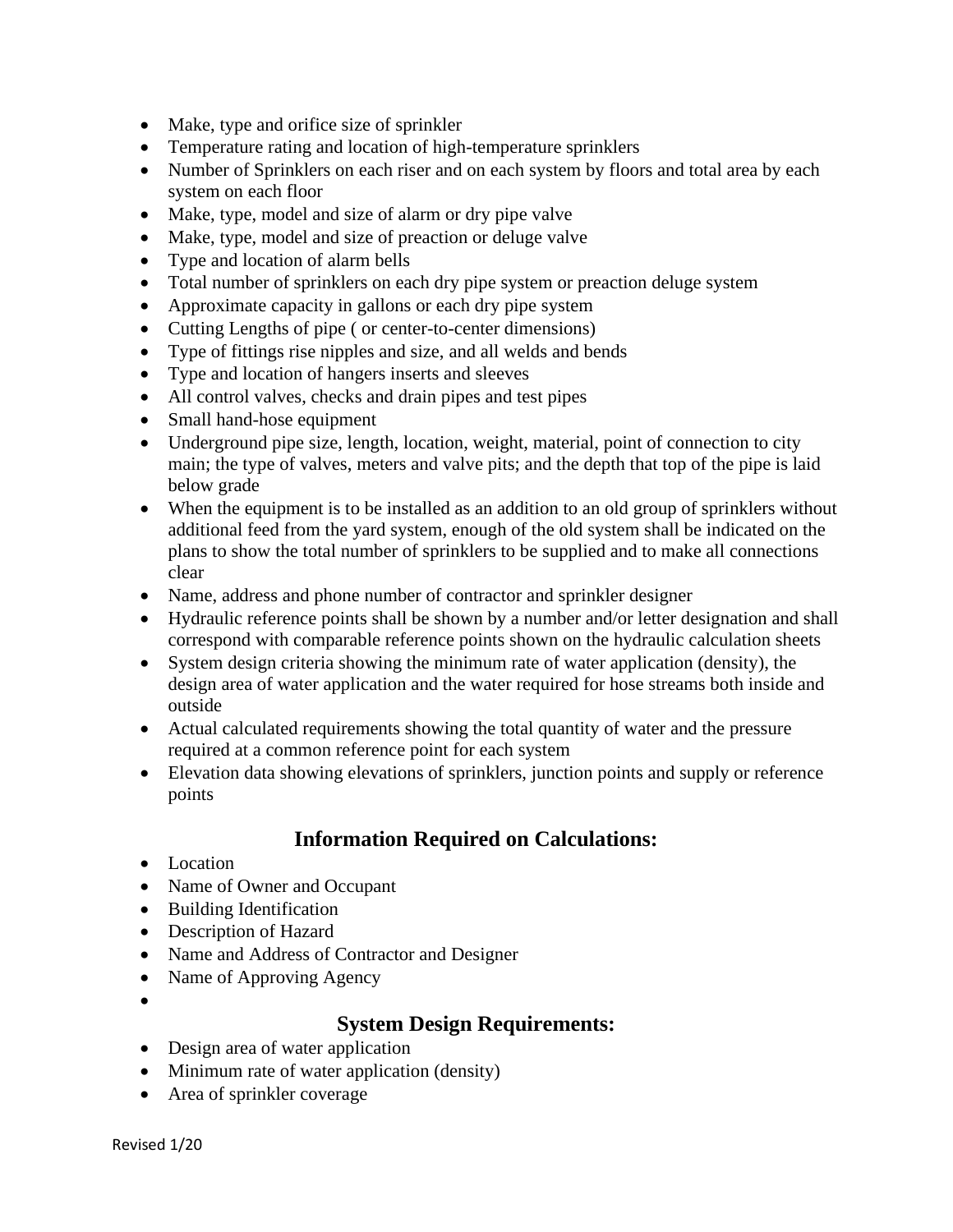- Make, type and orifice size of sprinkler
- Temperature rating and location of high-temperature sprinklers
- Number of Sprinklers on each riser and on each system by floors and total area by each system on each floor
- Make, type, model and size of alarm or dry pipe valve
- Make, type, model and size of preaction or deluge valve
- Type and location of alarm bells
- Total number of sprinklers on each dry pipe system or preaction deluge system
- Approximate capacity in gallons or each dry pipe system
- Cutting Lengths of pipe ( or center-to-center dimensions)
- Type of fittings rise nipples and size, and all welds and bends
- Type and location of hangers inserts and sleeves
- All control valves, checks and drain pipes and test pipes
- Small hand-hose equipment
- Underground pipe size, length, location, weight, material, point of connection to city main; the type of valves, meters and valve pits; and the depth that top of the pipe is laid below grade
- When the equipment is to be installed as an addition to an old group of sprinklers without additional feed from the yard system, enough of the old system shall be indicated on the plans to show the total number of sprinklers to be supplied and to make all connections clear
- Name, address and phone number of contractor and sprinkler designer
- Hydraulic reference points shall be shown by a number and/or letter designation and shall correspond with comparable reference points shown on the hydraulic calculation sheets
- System design criteria showing the minimum rate of water application (density), the design area of water application and the water required for hose streams both inside and outside
- Actual calculated requirements showing the total quantity of water and the pressure required at a common reference point for each system
- Elevation data showing elevations of sprinklers, junction points and supply or reference points

## Information Required on Calculations:

- Location
- Name of Owner and Occupant
- Building Identification
- Description of Hazard
- Name and Address of Contractor and Designer
- Name of Approving Agency
- 

## System Design Requirements:

- Design area of water application
- Minimum rate of water application (density)
- Area of sprinkler coverage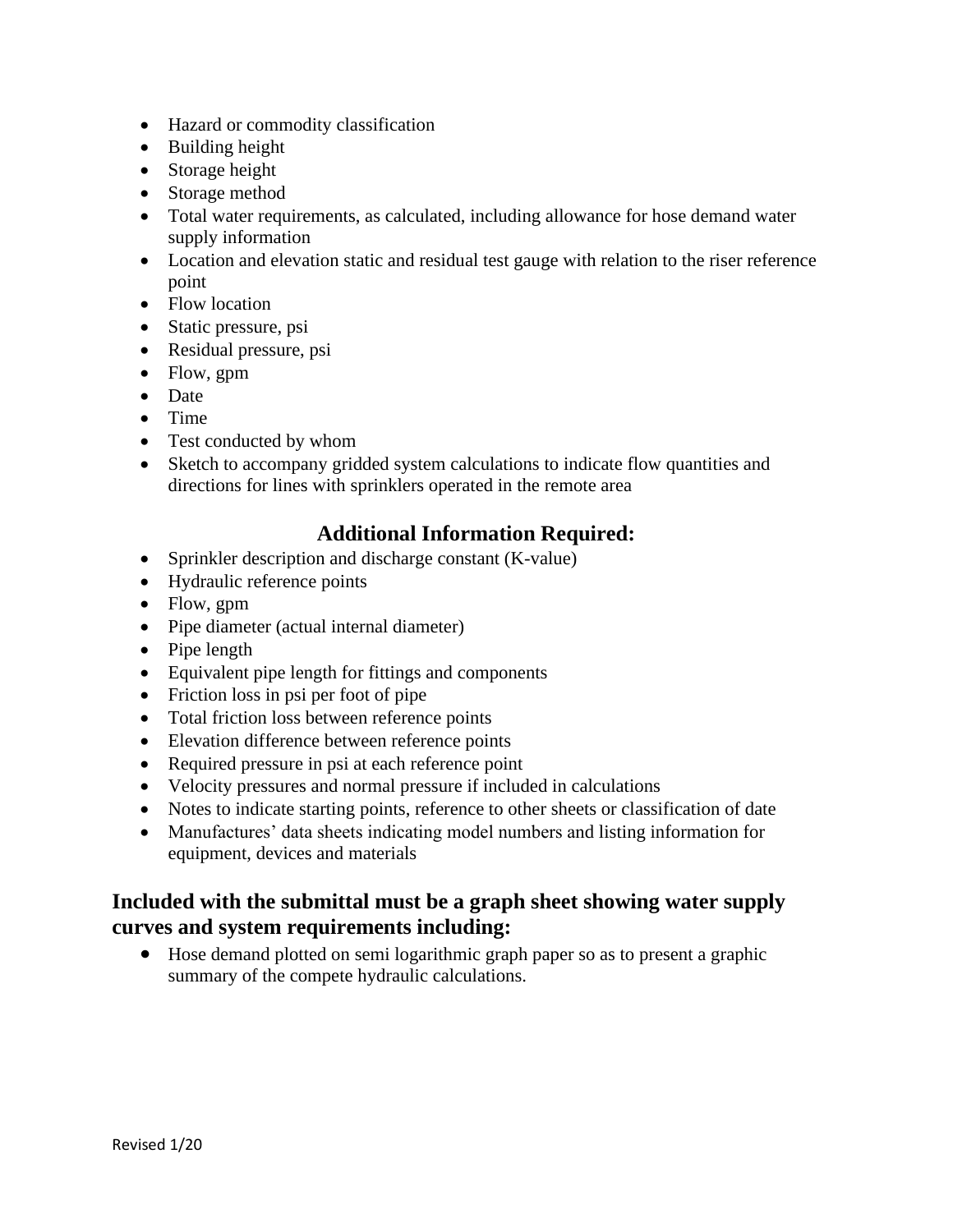- Hazard or commodity classification
- Building height
- Storage height
- Storage method
- Total water requirements, as calculated, including allowance for hose demand water supply information
- Location and elevation static and residual test gauge with relation to the riser reference point
- Flow location
- Static pressure, psi
- Residual pressure, psi
- Flow, gpm
- Date
- Time
- Test conducted by whom
- Sketch to accompany gridded system calculations to indicate flow quantities and directions for lines with sprinklers operated in the remote area

## Additional Information Required:

- Sprinkler description and discharge constant (K-value)
- Hydraulic reference points
- Flow, gpm
- Pipe diameter (actual internal diameter)
- Pipe length
- Equivalent pipe length for fittings and components
- Friction loss in psi per foot of pipe
- Total friction loss between reference points
- Elevation difference between reference points
- Required pressure in psi at each reference point
- Velocity pressures and normal pressure if included in calculations
- Notes to indicate starting points, reference to other sheets or classification of date
- Manufactures' data sheets indicating model numbers and listing information for equipment, devices and materials

## Included with the submittal must be a graph sheet showing water supply curves and system requirements including:

- Hose demand plotted on semi logarithmic graph paper so as to present a graphic summary of the compete hydraulic calculations.

Revised 1/20